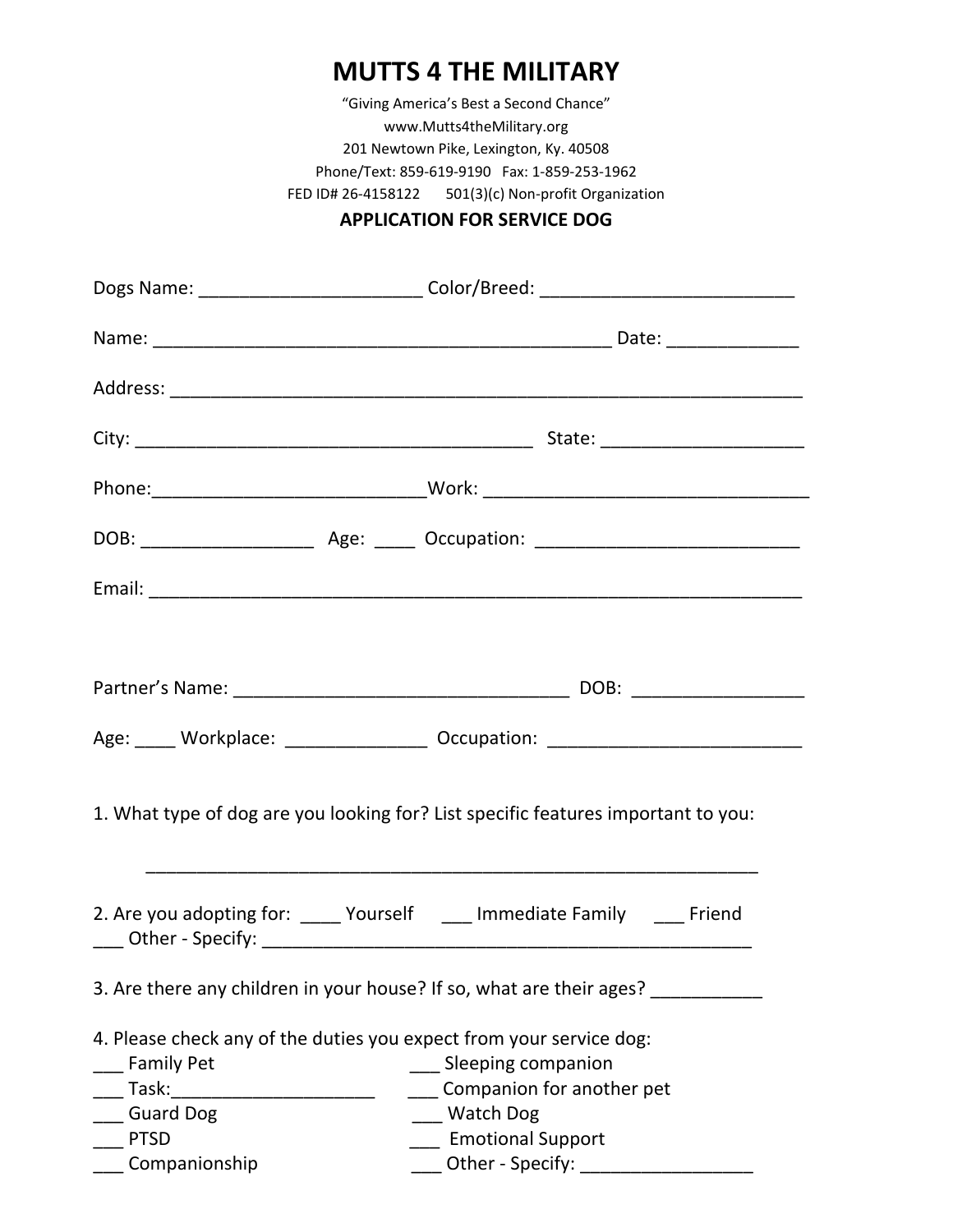# MUTTS 4 THE MILITARY

"Giving America's Best a Second Chance"
www.Mutts4theMilitary.org
201 Newtown Pike, Lexington, Ky. 40508
Phone/Text: 859-619-9190 Fax: 1-859-253-1962
FED ID# 26-4158122 501(3)(c) Non-profit Organization

## APPLICATION FOR SERVICE DOG

Dogs Name: ______________________ Color/Breed: _________________________

Name: _____________________________________________ Date: _____________

Address: ______________________________________________________________

City: _______________________________________ State: ___________________

Phone:___________________________Work: ________________________________

DOB: _________________ Age: ____ Occupation: __________________________

Email: ________________________________________________________________

Partner's Name: _________________________________ DOB: _________________

Age: ____ Workplace: ______________ Occupation: _________________________

1. What type of dog are you looking for? List specific features important to you:

   ____________________________________________________________

2. Are you adopting for: ____ Yourself ___ Immediate Family ___ Friend
   ___ Other - Specify: ________________________________________________

3. Are there any children in your house? If so, what are their ages? ___________

4. Please check any of the duties you expect from your service dog:

___ Family Pet
___ Sleeping companion
___ Task:____________________
___ Companion for another pet
___ Guard Dog
___ Watch Dog
___ PTSD
___ Emotional Support
___ Companionship
___ Other - Specify: _________________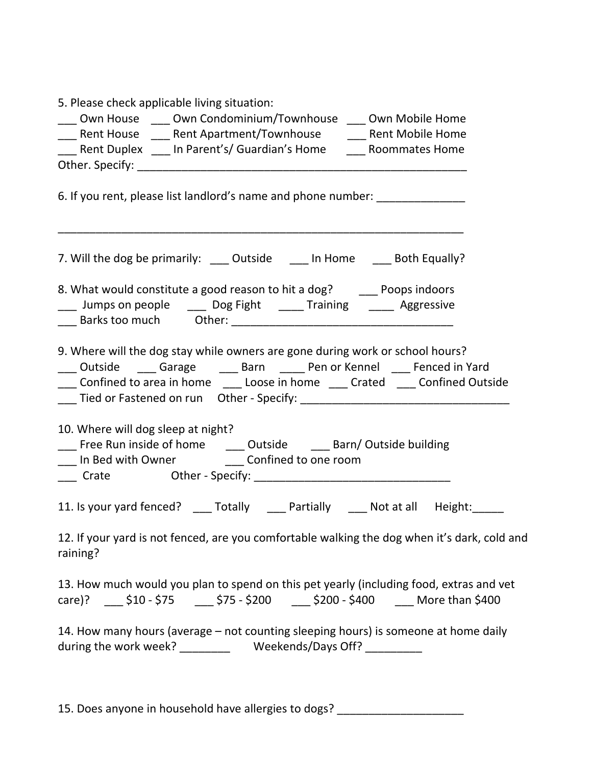5. Please check applicable living situation:

___ Own House ___ Own Condominium/Townhouse ___ Own Mobile Home
___ Rent House ___ Rent Apartment/Townhouse ___ Rent Mobile Home
___ Rent Duplex ___ In Parent's/ Guardian's Home ___ Roommates Home
Other. Specify: ______________________________________________________

6. If you rent, please list landlord's name and phone number: ______________

___________________________________________________________________

7. Will the dog be primarily: ___ Outside ___ In Home ___ Both Equally?

8. What would constitute a good reason to hit a dog? ___ Poops indoors
___ Jumps on people ___ Dog Fight ____ Training ____ Aggressive
___ Barks too much Other: ____________________________________

9. Where will the dog stay while owners are gone during work or school hours?
___ Outside ___ Garage ___ Barn ____ Pen or Kennel ___ Fenced in Yard
___ Confined to area in home ___ Loose in home ___ Crated ___ Confined Outside
___ Tied or Fastened on run Other - Specify: __________________________________

10. Where will dog sleep at night?
___ Free Run inside of home ___ Outside ___ Barn/ Outside building
___ In Bed with Owner ___ Confined to one room
___ Crate Other - Specify: ________________________________

11. Is your yard fenced? ___ Totally ___ Partially ___ Not at all Height:_____

12. If your yard is not fenced, are you comfortable walking the dog when it's dark, cold and raining?

13. How much would you plan to spend on this pet yearly (including food, extras and vet care)? ___ $10 - $75 ___ $75 - $200 ___ $200 - $400 ___ More than $400

14. How many hours (average – not counting sleeping hours) is someone at home daily during the work week? ________ Weekends/Days Off? _________

15. Does anyone in household have allergies to dogs? ____________________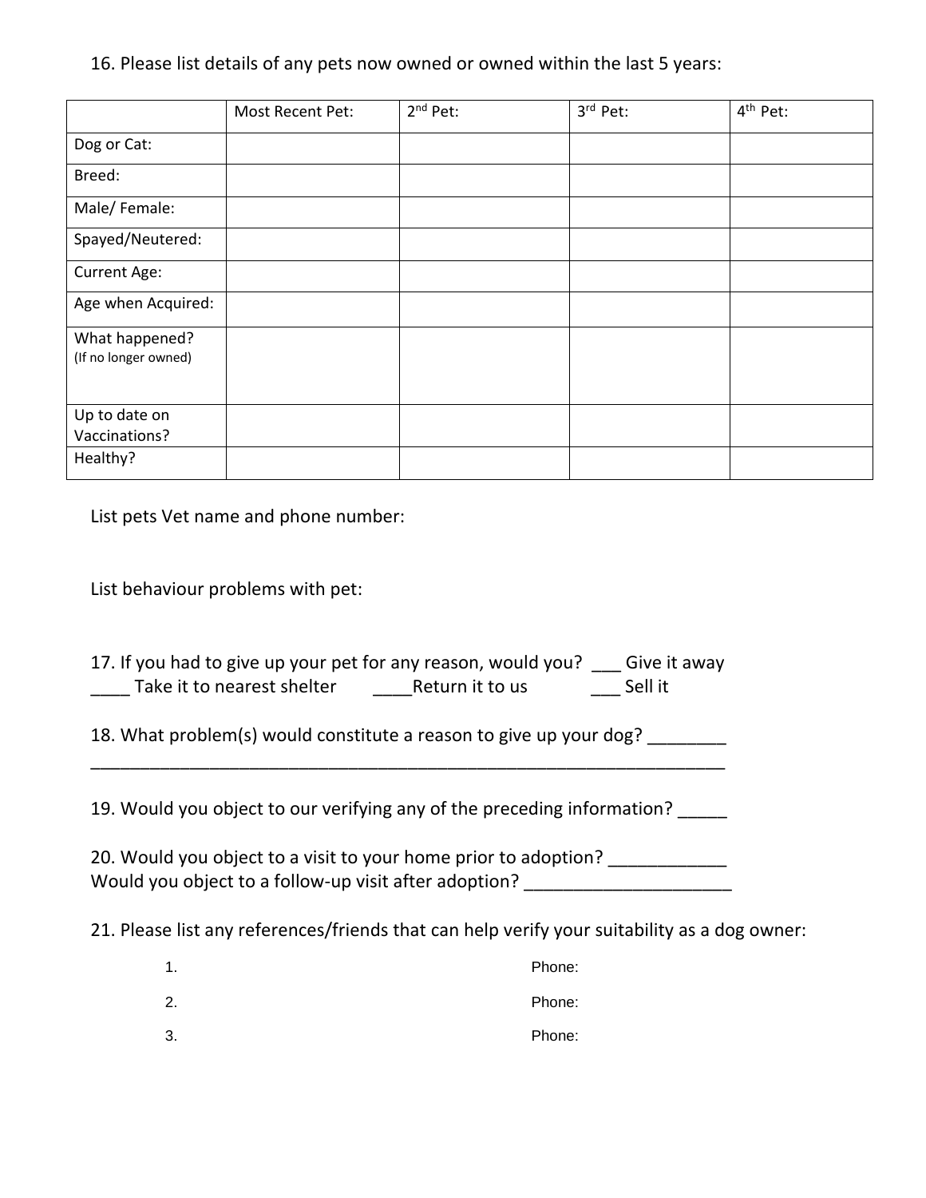16. Please list details of any pets now owned or owned within the last 5 years:

| | Most Recent Pet: | 2nd Pet: | 3rd Pet: | 4th Pet: |
|---|---|---|---|---|
| Dog or Cat: | | | | |
| Breed: | | | | |
| Male/ Female: | | | | |
| Spayed/Neutered: | | | | |
| Current Age: | | | | |
| Age when Acquired: | | | | |
| What happened? (If no longer owned) | | | | |
| Up to date on Vaccinations? | | | | |
| Healthy? | | | | |

List pets Vet name and phone number:

List behaviour problems with pet:

17. If you had to give up your pet for any reason, would you? ___ Give it away
____ Take it to nearest shelter ____Return it to us ___ Sell it

18. What problem(s) would constitute a reason to give up your dog? ________
_______________________________________________________________

19. Would you object to our verifying any of the preceding information? _____

20. Would you object to a visit to your home prior to adoption? ____________
Would you object to a follow-up visit after adoption? _____________________

21. Please list any references/friends that can help verify your suitability as a dog owner:

1. Phone:
2. Phone:
3. Phone: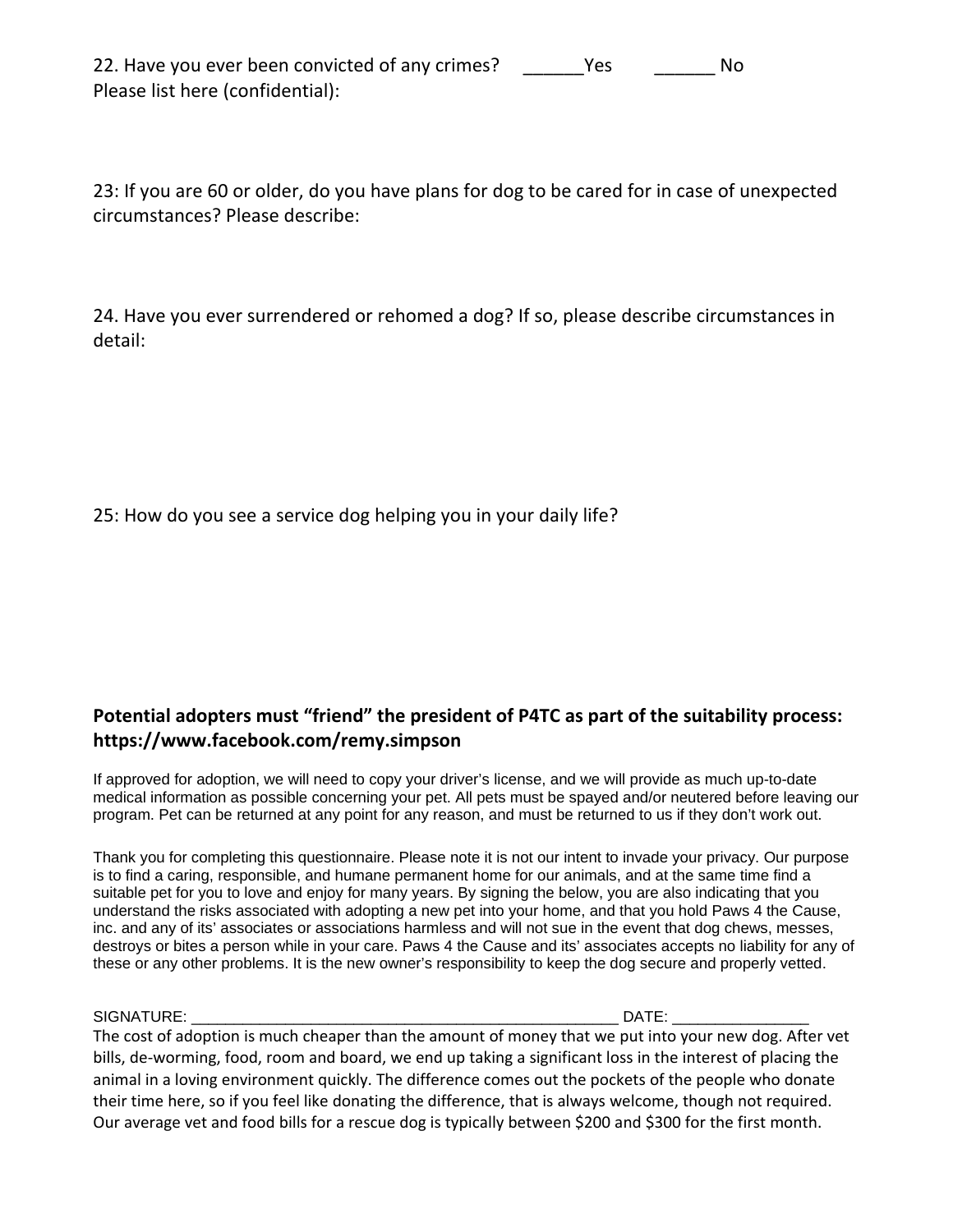22. Have you ever been convicted of any crimes? ______Yes ______ No
Please list here (confidential):

23: If you are 60 or older, do you have plans for dog to be cared for in case of unexpected circumstances? Please describe:

24. Have you ever surrendered or rehomed a dog? If so, please describe circumstances in detail:

25: How do you see a service dog helping you in your daily life?

**Potential adopters must "friend" the president of P4TC as part of the suitability process: https://www.facebook.com/remy.simpson**

If approved for adoption, we will need to copy your driver's license, and we will provide as much up-to-date medical information as possible concerning your pet. All pets must be spayed and/or neutered before leaving our program. Pet can be returned at any point for any reason, and must be returned to us if they don't work out.

Thank you for completing this questionnaire. Please note it is not our intent to invade your privacy. Our purpose is to find a caring, responsible, and humane permanent home for our animals, and at the same time find a suitable pet for you to love and enjoy for many years. By signing the below, you are also indicating that you understand the risks associated with adopting a new pet into your home, and that you hold Paws 4 the Cause, inc. and any of its' associates or associations harmless and will not sue in the event that dog chews, messes, destroys or bites a person while in your care. Paws 4 the Cause and its' associates accepts no liability for any of these or any other problems. It is the new owner's responsibility to keep the dog secure and properly vetted.

SIGNATURE: _________________________________________________ DATE: _______________

The cost of adoption is much cheaper than the amount of money that we put into your new dog. After vet bills, de-worming, food, room and board, we end up taking a significant loss in the interest of placing the animal in a loving environment quickly. The difference comes out the pockets of the people who donate their time here, so if you feel like donating the difference, that is always welcome, though not required. Our average vet and food bills for a rescue dog is typically between $200 and $300 for the first month.